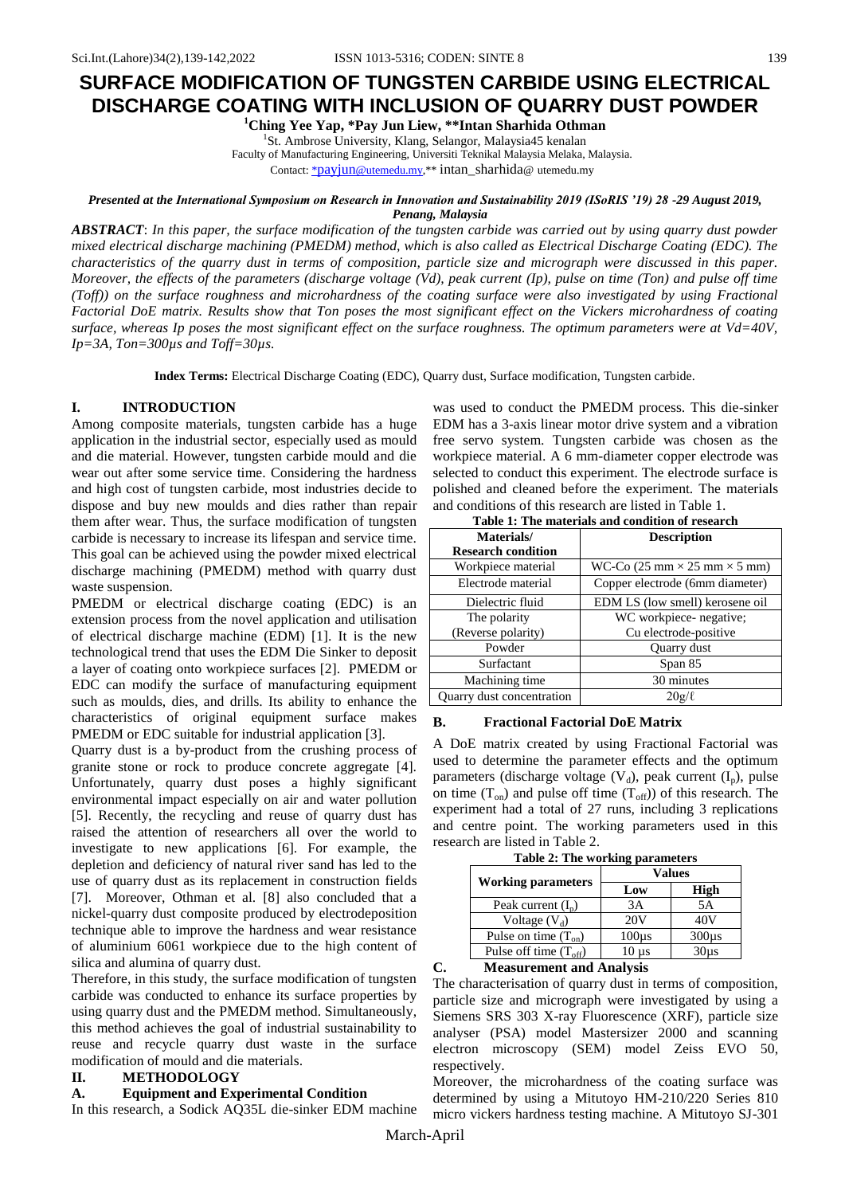# SURFACE MODIFICATION OF TUNGSTEN CARBIDE USING ELECTRICAL DISCHARGE COATING WITH INCLUSION OF QUARRY DUST POWDER

**[1]Ching Yee Yap, *Pay Jun Liew, **Intan Sharhida Othman**

[1]St. Ambrose University, Klang, Selangor, Malaysia45 kenalan

Faculty of Manufacturing Engineering, Universiti Teknikal Malaysia Melaka, Malaysia.

Contact: *payjun@utemedu.my,** intan_sharhida@ utemedu.my

***Presented at the International Symposium on Research in Innovation and Sustainability 2019 (ISoRIS '19) 28 -29 August 2019, Penang, Malaysia***

***ABSTRACT**: In this paper, the surface modification of the tungsten carbide was carried out by using quarry dust powder mixed electrical discharge machining (PMEDM) method, which is also called as Electrical Discharge Coating (EDC). The characteristics of the quarry dust in terms of composition, particle size and micrograph were discussed in this paper. Moreover, the effects of the parameters (discharge voltage (Vd), peak current (Ip), pulse on time (Ton) and pulse off time (Toff)) on the surface roughness and microhardness of the coating surface were also investigated by using Fractional Factorial DoE matrix. Results show that Ton poses the most significant effect on the Vickers microhardness of coating surface, whereas Ip poses the most significant effect on the surface roughness. The optimum parameters were at Vd=40V, Ip=3A, Ton=300µs and Toff=30µs.*

**Index Terms:** Electrical Discharge Coating (EDC), Quarry dust, Surface modification, Tungsten carbide.

## I. INTRODUCTION

Among composite materials, tungsten carbide has a huge application in the industrial sector, especially used as mould and die material. However, tungsten carbide mould and die wear out after some service time. Considering the hardness and high cost of tungsten carbide, most industries decide to dispose and buy new moulds and dies rather than repair them after wear. Thus, the surface modification of tungsten carbide is necessary to increase its lifespan and service time. This goal can be achieved using the powder mixed electrical discharge machining (PMEDM) method with quarry dust waste suspension.

PMEDM or electrical discharge coating (EDC) is an extension process from the novel application and utilisation of electrical discharge machine (EDM) [1]. It is the new technological trend that uses the EDM Die Sinker to deposit a layer of coating onto workpiece surfaces [2]. PMEDM or EDC can modify the surface of manufacturing equipment such as moulds, dies, and drills. Its ability to enhance the characteristics of original equipment surface makes PMEDM or EDC suitable for industrial application [3].

Quarry dust is a by-product from the crushing process of granite stone or rock to produce concrete aggregate [4]. Unfortunately, quarry dust poses a highly significant environmental impact especially on air and water pollution [5]. Recently, the recycling and reuse of quarry dust has raised the attention of researchers all over the world to investigate to new applications [6]. For example, the depletion and deficiency of natural river sand has led to the use of quarry dust as its replacement in construction fields [7]. Moreover, Othman et al. [8] also concluded that a nickel-quarry dust composite produced by electrodeposition technique able to improve the hardness and wear resistance of aluminium 6061 workpiece due to the high content of silica and alumina of quarry dust.

Therefore, in this study, the surface modification of tungsten carbide was conducted to enhance its surface properties by using quarry dust and the PMEDM method. Simultaneously, this method achieves the goal of industrial sustainability to reuse and recycle quarry dust waste in the surface modification of mould and die materials.

## II. METHODOLOGY

### A. Equipment and Experimental Condition

In this research, a Sodick AQ35L die-sinker EDM machine was used to conduct the PMEDM process. This die-sinker EDM has a 3-axis linear motor drive system and a vibration free servo system. Tungsten carbide was chosen as the workpiece material. A 6 mm-diameter copper electrode was selected to conduct this experiment. The electrode surface is polished and cleaned before the experiment. The materials and conditions of this research are listed in Table 1.

**Table 1: The materials and condition of research**

| Materials/ Research condition | Description |
|---|---|
| Workpiece material | WC-Co (25 mm × 25 mm × 5 mm) |
| Electrode material | Copper electrode (6mm diameter) |
| Dielectric fluid | EDM LS (low smell) kerosene oil |
| The polarity (Reverse polarity) | WC workpiece- negative; Cu electrode-positive |
| Powder | Quarry dust |
| Surfactant | Span 85 |
| Machining time | 30 minutes |
| Quarry dust concentration | 20g/ℓ |

### B. Fractional Factorial DoE Matrix

A DoE matrix created by using Fractional Factorial was used to determine the parameter effects and the optimum parameters (discharge voltage ($V_d$), peak current ($I_p$), pulse on time ($T_{on}$) and pulse off time ($T_{off}$)) of this research. The experiment had a total of 27 runs, including 3 replications and centre point. The working parameters used in this research are listed in Table 2.

**Table 2: The working parameters**

| Working parameters | Values | |
|---|---|---|
| | Low | High |
| Peak current ($I_p$) | 3A | 5A |
| Voltage ($V_d$) | 20V | 40V |
| Pulse on time ($T_{on}$) | 100µs | 300µs |
| Pulse off time ($T_{off}$) | 10 µs | 30µs |

### C. Measurement and Analysis

The characterisation of quarry dust in terms of composition, particle size and micrograph were investigated by using a Siemens SRS 303 X-ray Fluorescence (XRF), particle size analyser (PSA) model Mastersizer 2000 and scanning electron microscopy (SEM) model Zeiss EVO 50, respectively.

Moreover, the microhardness of the coating surface was determined by using a Mitutoyo HM-210/220 Series 810 micro vickers hardness testing machine. A Mitutoyo SJ-301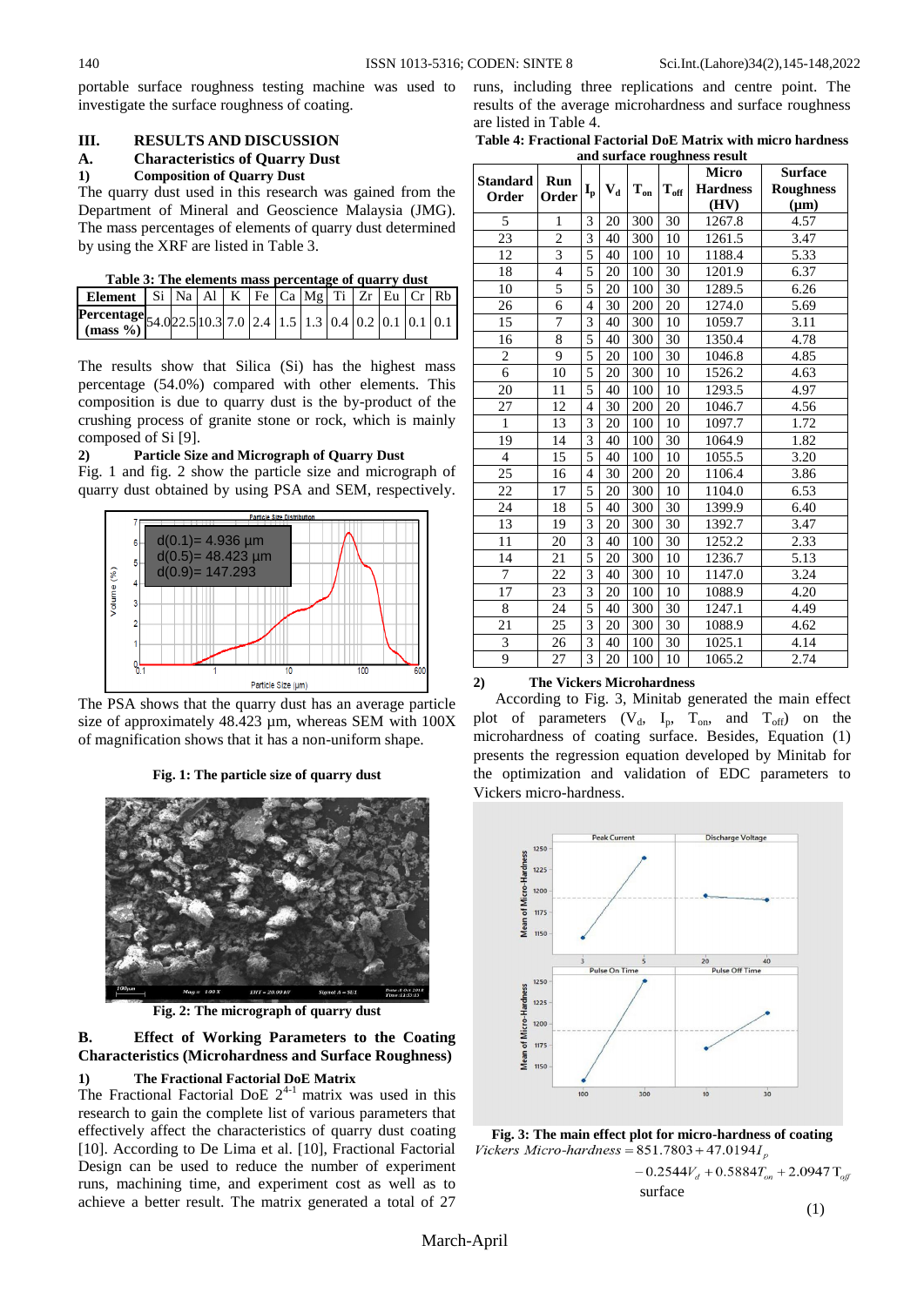portable surface roughness testing machine was used to investigate the surface roughness of coating.

## III. RESULTS AND DISCUSSION

### A. Characteristics of Quarry Dust

#### 1) Composition of Quarry Dust

The quarry dust used in this research was gained from the Department of Mineral and Geoscience Malaysia (JMG). The mass percentages of elements of quarry dust determined by using the XRF are listed in Table 3.

**Table 3: The elements mass percentage of quarry dust**

| Element | Si | Na | Al | K | Fe | Ca | Mg | Ti | Zr | Eu | Cr | Rb |
|---|---|---|---|---|---|---|---|---|---|---|---|---|
| Percentage (mass %) | 54.0 | 22.5 | 10.3 | 7.0 | 2.4 | 1.5 | 1.3 | 0.4 | 0.2 | 0.1 | 0.1 | 0.1 |

The results show that Silica (Si) has the highest mass percentage (54.0%) compared with other elements. This composition is due to quarry dust is the by-product of the crushing process of granite stone or rock, which is mainly composed of Si [9].

#### 2) Particle Size and Micrograph of Quarry Dust

Fig. 1 and fig. 2 show the particle size and micrograph of quarry dust obtained by using PSA and SEM, respectively.

The PSA shows that the quarry dust has an average particle size of approximately 48.423 µm, whereas SEM with 100X of magnification shows that it has a non-uniform shape.

**Fig. 1: The particle size of quarry dust**

**Fig. 2: The micrograph of quarry dust**

### B. Effect of Working Parameters to the Coating Characteristics (Microhardness and Surface Roughness)

#### 1) The Fractional Factorial DoE Matrix

The Fractional Factorial DoE $2^{4-1}$ matrix was used in this research to gain the complete list of various parameters that effectively affect the characteristics of quarry dust coating [10]. According to De Lima et al. [10], Fractional Factorial Design can be used to reduce the number of experiment runs, machining time, and experiment cost as well as to achieve a better result. The matrix generated a total of 27 runs, including three replications and centre point. The results of the average microhardness and surface roughness are listed in Table 4.

**Table 4: Fractional Factorial DoE Matrix with micro hardness and surface roughness result**

| Standard Order | Run Order | $I_p$ | $V_d$ | $T_{on}$ | $T_{off}$ | Micro Hardness (HV) | Surface Roughness (µm) |
|---|---|---|---|---|---|---|---|
| 5 | 1 | 3 | 20 | 300 | 30 | 1267.8 | 4.57 |
| 23 | 2 | 3 | 40 | 300 | 10 | 1261.5 | 3.47 |
| 12 | 3 | 5 | 40 | 100 | 10 | 1188.4 | 5.33 |
| 18 | 4 | 5 | 20 | 100 | 30 | 1201.9 | 6.37 |
| 10 | 5 | 5 | 20 | 100 | 30 | 1289.5 | 6.26 |
| 26 | 6 | 4 | 30 | 200 | 20 | 1274.0 | 5.69 |
| 15 | 7 | 3 | 40 | 300 | 10 | 1059.7 | 3.11 |
| 16 | 8 | 5 | 40 | 300 | 30 | 1350.4 | 4.78 |
| 2 | 9 | 5 | 20 | 100 | 30 | 1046.8 | 4.85 |
| 6 | 10 | 5 | 20 | 300 | 10 | 1526.2 | 4.63 |
| 20 | 11 | 5 | 40 | 100 | 10 | 1293.5 | 4.97 |
| 27 | 12 | 4 | 30 | 200 | 20 | 1046.7 | 4.56 |
| 1 | 13 | 3 | 20 | 100 | 10 | 1097.7 | 1.72 |
| 19 | 14 | 3 | 40 | 100 | 30 | 1064.9 | 1.82 |
| 4 | 15 | 5 | 40 | 100 | 10 | 1055.5 | 3.20 |
| 25 | 16 | 4 | 30 | 200 | 20 | 1106.4 | 3.86 |
| 22 | 17 | 5 | 20 | 300 | 10 | 1104.0 | 6.53 |
| 24 | 18 | 5 | 40 | 300 | 30 | 1399.9 | 6.40 |
| 13 | 19 | 3 | 20 | 300 | 30 | 1392.7 | 3.47 |
| 11 | 20 | 3 | 40 | 100 | 30 | 1252.2 | 2.33 |
| 14 | 21 | 5 | 20 | 300 | 10 | 1236.7 | 5.13 |
| 7 | 22 | 3 | 40 | 300 | 10 | 1147.0 | 3.24 |
| 17 | 23 | 3 | 20 | 100 | 10 | 1088.9 | 4.20 |
| 8 | 24 | 5 | 40 | 300 | 30 | 1247.1 | 4.49 |
| 21 | 25 | 3 | 20 | 300 | 30 | 1088.9 | 4.62 |
| 3 | 26 | 3 | 40 | 100 | 30 | 1025.1 | 4.14 |
| 9 | 27 | 3 | 20 | 100 | 10 | 1065.2 | 2.74 |

#### 2) The Vickers Microhardness

According to Fig. 3, Minitab generated the main effect plot of parameters ($V_d$, $I_p$, $T_{on}$, and $T_{off}$) on the microhardness of coating surface. Besides, Equation (1) presents the regression equation developed by Minitab for the optimization and validation of EDC parameters to Vickers micro-hardness.

**Fig. 3: The main effect plot for micro-hardness of coating surface**

$$Vickers\ Micro\text{-}hardness = 851.7803 + 47.0194 I_p - 0.2544 V_d + 0.5884 T_{on} + 2.0947 T_{off} \quad (1)$$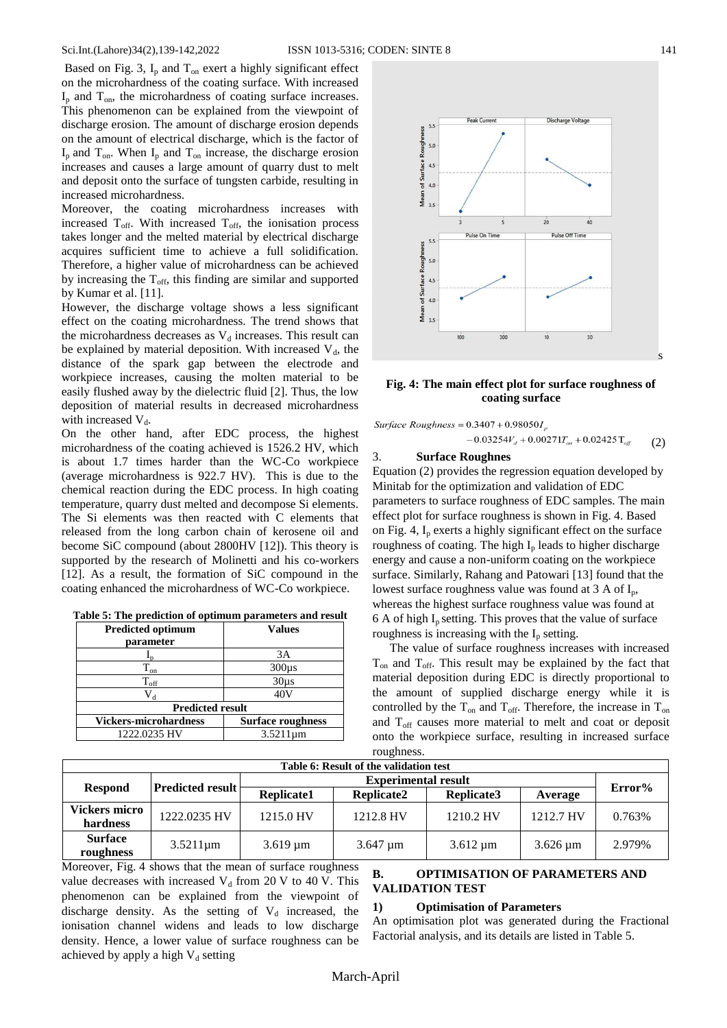Based on Fig. 3, $I_p$ and $T_{on}$ exert a highly significant effect on the microhardness of the coating surface. With increased $I_p$ and $T_{on}$, the microhardness of coating surface increases. This phenomenon can be explained from the viewpoint of discharge erosion. The amount of discharge erosion depends on the amount of electrical discharge, which is the factor of $I_p$ and $T_{on}$. When $I_p$ and $T_{on}$ increase, the discharge erosion increases and causes a large amount of quarry dust to melt and deposit onto the surface of tungsten carbide, resulting in increased microhardness.

Moreover, the coating microhardness increases with increased $T_{off}$. With increased $T_{off}$, the ionisation process takes longer and the melted material by electrical discharge acquires sufficient time to achieve a full solidification. Therefore, a higher value of microhardness can be achieved by increasing the $T_{off}$, this finding are similar and supported by Kumar et al. [11].

However, the discharge voltage shows a less significant effect on the coating microhardness. The trend shows that the microhardness decreases as $V_d$ increases. This result can be explained by material deposition. With increased $V_d$, the distance of the spark gap between the electrode and workpiece increases, causing the molten material to be easily flushed away by the dielectric fluid [2]. Thus, the low deposition of material results in decreased microhardness with increased $V_d$.

On the other hand, after EDC process, the highest microhardness of the coating achieved is 1526.2 HV, which is about 1.7 times harder than the WC-Co workpiece (average microhardness is 922.7 HV). This is due to the chemical reaction during the EDC process. In high coating temperature, quarry dust melted and decompose Si elements. The Si elements was then reacted with C elements that released from the long carbon chain of kerosene oil and become SiC compound (about 2800HV [12]). This theory is supported by the research of Molinetti and his co-workers [12]. As a result, the formation of SiC compound in the coating enhanced the microhardness of WC-Co workpiece.

**Table 5: The prediction of optimum parameters and result**

| Predicted optimum parameter | Values |
|---|---|
| $I_p$ | 3A |
| $T_{on}$ | 300µs |
| $T_{off}$ | 30µs |
| $V_d$ | 40V |
| **Predicted result** | |
| **Vickers-microhardness** | **Surface roughness** |
| 1222.0235 HV | 3.5211µm |

**Fig. 4: The main effect plot for surface roughness of coating surface**

$$Surface\ Roughness = 0.3407 + 0.98050I_p - 0.03254V_d + 0.00271T_{on} + 0.02425T_{off} \quad (2)$$

### 3. Surface Roughnes

Equation (2) provides the regression equation developed by Minitab for the optimization and validation of EDC parameters to surface roughness of EDC samples. The main effect plot for surface roughness is shown in Fig. 4. Based on Fig. 4, $I_p$ exerts a highly significant effect on the surface roughness of coating. The high $I_p$ leads to higher discharge energy and cause a non-uniform coating on the workpiece surface. Similarly, Rahang and Patowari [13] found that the lowest surface roughness value was found at 3 A of $I_p$, whereas the highest surface roughness value was found at 6 A of high $I_p$ setting. This proves that the value of surface roughness is increasing with the $I_p$ setting.

The value of surface roughness increases with increased $T_{on}$ and $T_{off}$. This result may be explained by the fact that material deposition during EDC is directly proportional to the amount of supplied discharge energy while it is controlled by the $T_{on}$ and $T_{off}$. Therefore, the increase in $T_{on}$ and $T_{off}$ causes more material to melt and coat or deposit onto the workpiece surface, resulting in increased surface roughness.

**Table 6: Result of the validation test**

| Respond | Predicted result | Experimental result | | | | Error% |
|---|---|---|---|---|---|---|
| | | Replicate1 | Replicate2 | Replicate3 | Average | |
| **Vickers micro hardness** | 1222.0235 HV | 1215.0 HV | 1212.8 HV | 1210.2 HV | 1212.7 HV | 0.763% |
| **Surface roughness** | 3.5211µm | 3.619 µm | 3.647 µm | 3.612 µm | 3.626 µm | 2.979% |

Moreover, Fig. 4 shows that the mean of surface roughness value decreases with increased $V_d$ from 20 V to 40 V. This phenomenon can be explained from the viewpoint of discharge density. As the setting of $V_d$ increased, the ionisation channel widens and leads to low discharge density. Hence, a lower value of surface roughness can be achieved by apply a high $V_d$ setting

## B. OPTIMISATION OF PARAMETERS AND VALIDATION TEST

### 1) Optimisation of Parameters

An optimisation plot was generated during the Fractional Factorial analysis, and its details are listed in Table 5.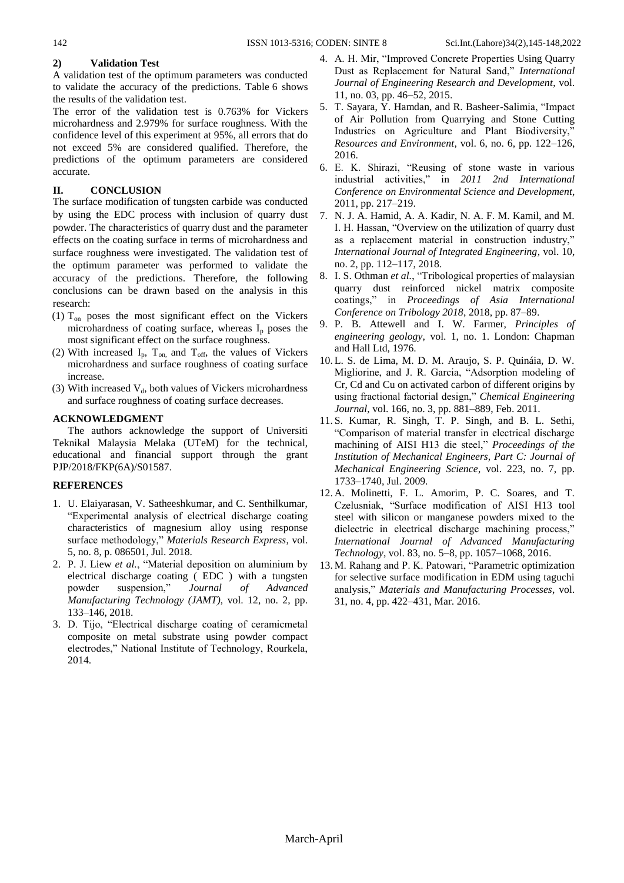### 2) Validation Test

A validation test of the optimum parameters was conducted to validate the accuracy of the predictions. Table 6 shows the results of the validation test.

The error of the validation test is 0.763% for Vickers microhardness and 2.979% for surface roughness. With the confidence level of this experiment at 95%, all errors that do not exceed 5% are considered qualified. Therefore, the predictions of the optimum parameters are considered accurate.

## II. CONCLUSION

The surface modification of tungsten carbide was conducted by using the EDC process with inclusion of quarry dust powder. The characteristics of quarry dust and the parameter effects on the coating surface in terms of microhardness and surface roughness were investigated. The validation test of the optimum parameter was performed to validate the accuracy of the predictions. Therefore, the following conclusions can be drawn based on the analysis in this research:

(1) $T_{on}$ poses the most significant effect on the Vickers microhardness of coating surface, whereas $I_p$ poses the most significant effect on the surface roughness.

(2) With increased $I_p$, $T_{on}$, and $T_{off}$, the values of Vickers microhardness and surface roughness of coating surface increase.

(3) With increased $V_d$, both values of Vickers microhardness and surface roughness of coating surface decreases.

## ACKNOWLEDGMENT

The authors acknowledge the support of Universiti Teknikal Malaysia Melaka (UTeM) for the technical, educational and financial support through the grant PJP/2018/FKP(6A)/S01587.

## REFERENCES

1. U. Elaiyarasan, V. Satheeshkumar, and C. Senthilkumar, "Experimental analysis of electrical discharge coating characteristics of magnesium alloy using response surface methodology," *Materials Research Express*, vol. 5, no. 8, p. 086501, Jul. 2018.
2. P. J. Liew *et al.*, "Material deposition on aluminium by electrical discharge coating ( EDC ) with a tungsten powder suspension," *Journal of Advanced Manufacturing Technology (JAMT)*, vol. 12, no. 2, pp. 133–146, 2018.
3. D. Tijo, "Electrical discharge coating of ceramicmetal composite on metal substrate using powder compact electrodes," National Institute of Technology, Rourkela, 2014.
4. A. H. Mir, "Improved Concrete Properties Using Quarry Dust as Replacement for Natural Sand," *International Journal of Engineering Research and Development*, vol. 11, no. 03, pp. 46–52, 2015.
5. T. Sayara, Y. Hamdan, and R. Basheer-Salimia, "Impact of Air Pollution from Quarrying and Stone Cutting Industries on Agriculture and Plant Biodiversity," *Resources and Environment*, vol. 6, no. 6, pp. 122–126, 2016.
6. E. K. Shirazi, "Reusing of stone waste in various industrial activities," in *2011 2nd International Conference on Environmental Science and Development*, 2011, pp. 217–219.
7. N. J. A. Hamid, A. A. Kadir, N. A. F. M. Kamil, and M. I. H. Hassan, "Overview on the utilization of quarry dust as a replacement material in construction industry," *International Journal of Integrated Engineering*, vol. 10, no. 2, pp. 112–117, 2018.
8. I. S. Othman *et al.*, "Tribological properties of malaysian quarry dust reinforced nickel matrix composite coatings," in *Proceedings of Asia International Conference on Tribology 2018*, 2018, pp. 87–89.
9. P. B. Attewell and I. W. Farmer, *Principles of engineering geology*, vol. 1, no. 1. London: Chapman and Hall Ltd, 1976.
10. L. S. de Lima, M. D. M. Araujo, S. P. Quináia, D. W. Migliorine, and J. R. Garcia, "Adsorption modeling of Cr, Cd and Cu on activated carbon of different origins by using fractional factorial design," *Chemical Engineering Journal*, vol. 166, no. 3, pp. 881–889, Feb. 2011.
11. S. Kumar, R. Singh, T. P. Singh, and B. L. Sethi, "Comparison of material transfer in electrical discharge machining of AISI H13 die steel," *Proceedings of the Institution of Mechanical Engineers, Part C: Journal of Mechanical Engineering Science*, vol. 223, no. 7, pp. 1733–1740, Jul. 2009.
12. A. Molinetti, F. L. Amorim, P. C. Soares, and T. Czelusniak, "Surface modification of AISI H13 tool steel with silicon or manganese powders mixed to the dielectric in electrical discharge machining process," *International Journal of Advanced Manufacturing Technology*, vol. 83, no. 5–8, pp. 1057–1068, 2016.
13. M. Rahang and P. K. Patowari, "Parametric optimization for selective surface modification in EDM using taguchi analysis," *Materials and Manufacturing Processes*, vol. 31, no. 4, pp. 422–431, Mar. 2016.